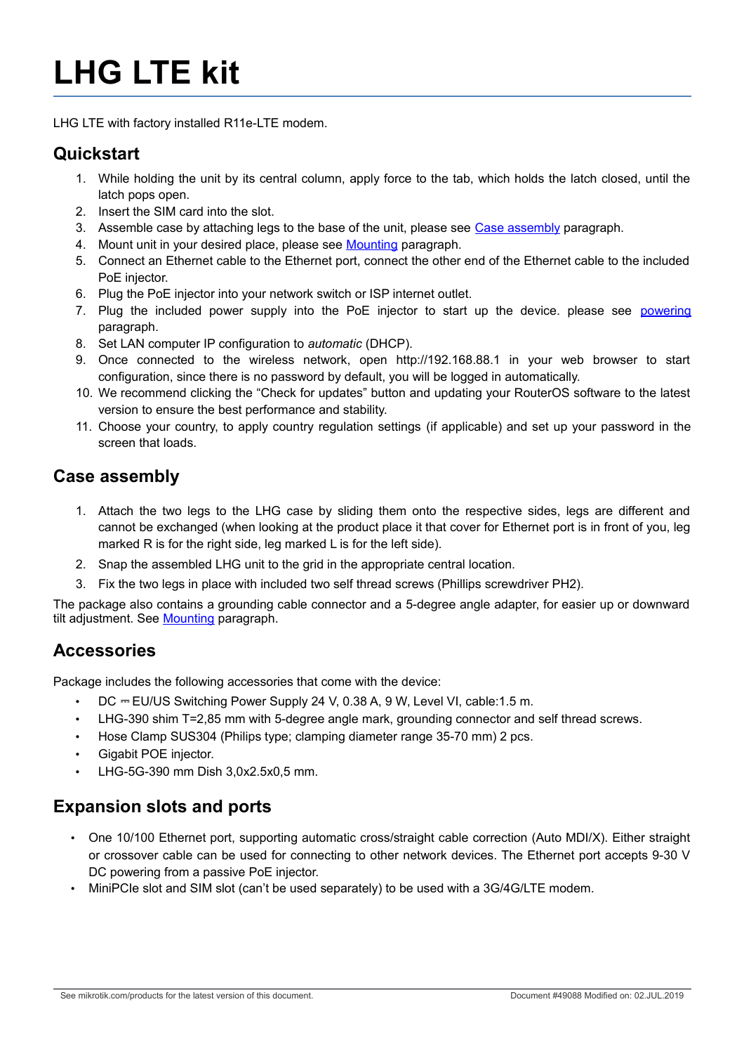# LHG LTE kit

LHG LTE with factory installed R11e-LTE modem.

## Quickstart

1. While holding the unit by its central column, apply force to the tab, which holds the latch closed, until the latch pops open.
2. Insert the SIM card into the slot.
3. Assemble case by attaching legs to the base of the unit, please see Case assembly paragraph.
4. Mount unit in your desired place, please see Mounting paragraph.
5. Connect an Ethernet cable to the Ethernet port, connect the other end of the Ethernet cable to the included PoE injector.
6. Plug the PoE injector into your network switch or ISP internet outlet.
7. Plug the included power supply into the PoE injector to start up the device. please see powering paragraph.
8. Set LAN computer IP configuration to *automatic* (DHCP).
9. Once connected to the wireless network, open http://192.168.88.1 in your web browser to start configuration, since there is no password by default, you will be logged in automatically.
10. We recommend clicking the “Check for updates” button and updating your RouterOS software to the latest version to ensure the best performance and stability.
11. Choose your country, to apply country regulation settings (if applicable) and set up your password in the screen that loads.

## Case assembly

1. Attach the two legs to the LHG case by sliding them onto the respective sides, legs are different and cannot be exchanged (when looking at the product place it that cover for Ethernet port is in front of you, leg marked R is for the right side, leg marked L is for the left side).
2. Snap the assembled LHG unit to the grid in the appropriate central location.
3. Fix the two legs in place with included two self thread screws (Phillips screwdriver PH2).

The package also contains a grounding cable connector and a 5-degree angle adapter, for easier up or downward tilt adjustment. See Mounting paragraph.

## Accessories

Package includes the following accessories that come with the device:

- DC ⎓ EU/US Switching Power Supply 24 V, 0.38 A, 9 W, Level VI, cable:1.5 m.
- LHG-390 shim T=2,85 mm with 5-degree angle mark, grounding connector and self thread screws.
- Hose Clamp SUS304 (Philips type; clamping diameter range 35-70 mm) 2 pcs.
- Gigabit POE injector.
- LHG-5G-390 mm Dish 3,0x2.5x0,5 mm.

## Expansion slots and ports

- One 10/100 Ethernet port, supporting automatic cross/straight cable correction (Auto MDI/X). Either straight or crossover cable can be used for connecting to other network devices. The Ethernet port accepts 9-30 V DC powering from a passive PoE injector.
- MiniPCIe slot and SIM slot (can’t be used separately) to be used with a 3G/4G/LTE modem.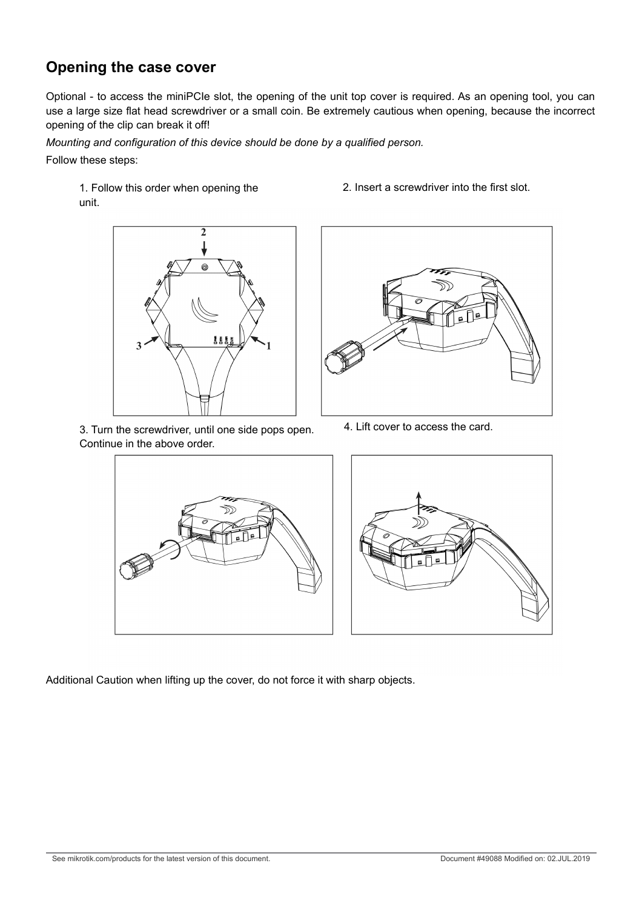## Opening the case cover

Optional - to access the miniPCIe slot, the opening of the unit top cover is required. As an opening tool, you can use a large size flat head screwdriver or a small coin. Be extremely cautious when opening, because the incorrect opening of the clip can break it off!

*Mounting and configuration of this device should be done by a qualified person.*

Follow these steps:

1. Follow this order when opening the unit.

2. Insert a screwdriver into the first slot.

3. Turn the screwdriver, until one side pops open. Continue in the above order.

4. Lift cover to access the card.

Additional Caution when lifting up the cover, do not force it with sharp objects.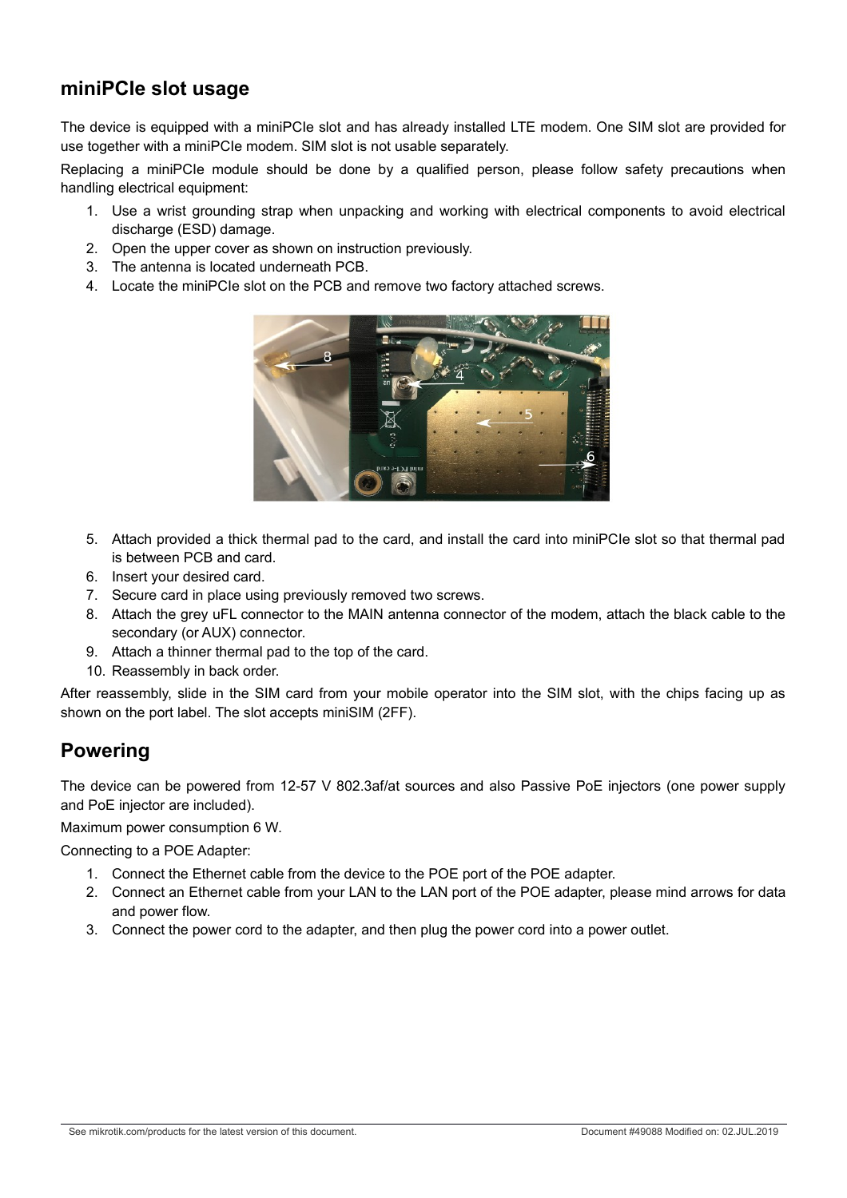## miniPCIe slot usage

The device is equipped with a miniPCIe slot and has already installed LTE modem. One SIM slot are provided for use together with a miniPCIe modem. SIM slot is not usable separately.

Replacing a miniPCIe module should be done by a qualified person, please follow safety precautions when handling electrical equipment:

1. Use a wrist grounding strap when unpacking and working with electrical components to avoid electrical discharge (ESD) damage.
2. Open the upper cover as shown on instruction previously.
3. The antenna is located underneath PCB.
4. Locate the miniPCIe slot on the PCB and remove two factory attached screws.
5. Attach provided a thick thermal pad to the card, and install the card into miniPCIe slot so that thermal pad is between PCB and card.
6. Insert your desired card.
7. Secure card in place using previously removed two screws.
8. Attach the grey uFL connector to the MAIN antenna connector of the modem, attach the black cable to the secondary (or AUX) connector.
9. Attach a thinner thermal pad to the top of the card.
10. Reassembly in back order.

After reassembly, slide in the SIM card from your mobile operator into the SIM slot, with the chips facing up as shown on the port label. The slot accepts miniSIM (2FF).

## Powering

The device can be powered from 12-57 V 802.3af/at sources and also Passive PoE injectors (one power supply and PoE injector are included).

Maximum power consumption 6 W.

Connecting to a POE Adapter:

1. Connect the Ethernet cable from the device to the POE port of the POE adapter.
2. Connect an Ethernet cable from your LAN to the LAN port of the POE adapter, please mind arrows for data and power flow.
3. Connect the power cord to the adapter, and then plug the power cord into a power outlet.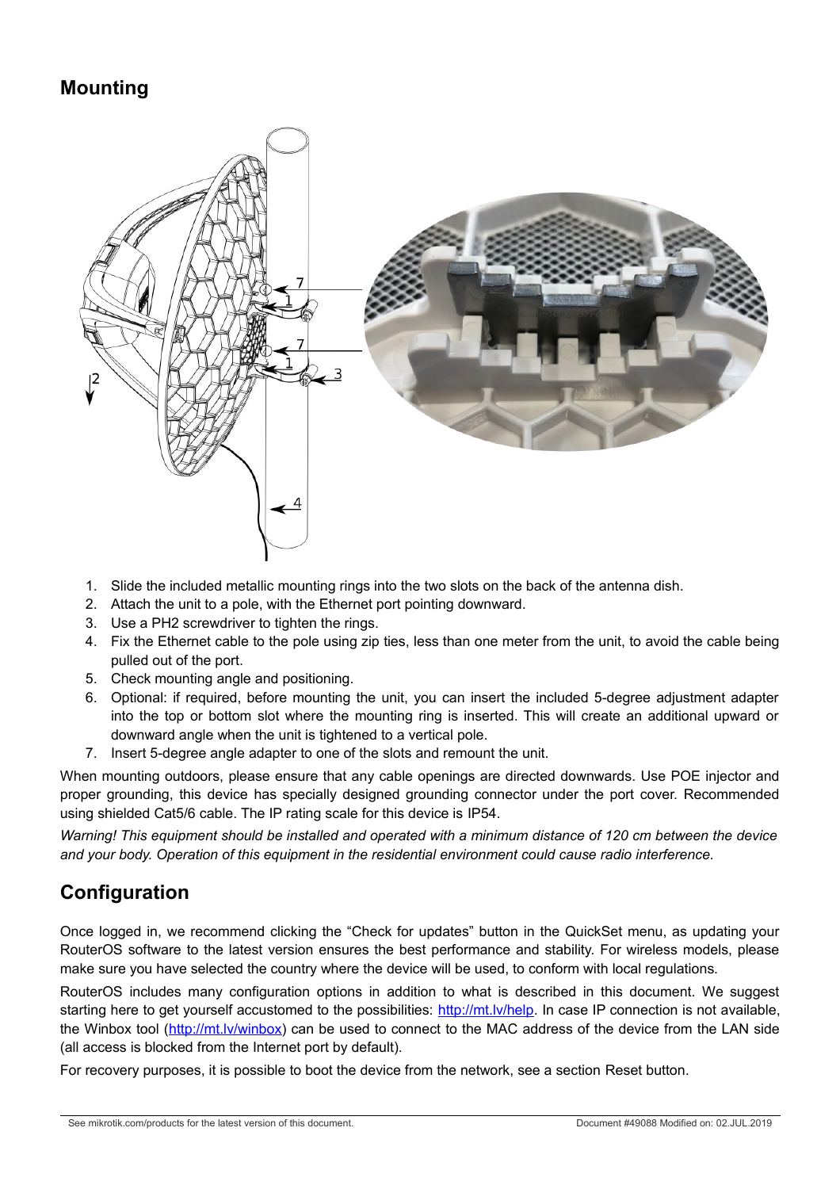## Mounting

1. Slide the included metallic mounting rings into the two slots on the back of the antenna dish.
2. Attach the unit to a pole, with the Ethernet port pointing downward.
3. Use a PH2 screwdriver to tighten the rings.
4. Fix the Ethernet cable to the pole using zip ties, less than one meter from the unit, to avoid the cable being pulled out of the port.
5. Check mounting angle and positioning.
6. Optional: if required, before mounting the unit, you can insert the included 5-degree adjustment adapter into the top or bottom slot where the mounting ring is inserted. This will create an additional upward or downward angle when the unit is tightened to a vertical pole.
7. Insert 5-degree angle adapter to one of the slots and remount the unit.

When mounting outdoors, please ensure that any cable openings are directed downwards. Use POE injector and proper grounding, this device has specially designed grounding connector under the port cover. Recommended using shielded Cat5/6 cable. The IP rating scale for this device is IP54.

*Warning! This equipment should be installed and operated with a minimum distance of 120 cm between the device and your body. Operation of this equipment in the residential environment could cause radio interference.*

## Configuration

Once logged in, we recommend clicking the "Check for updates" button in the QuickSet menu, as updating your RouterOS software to the latest version ensures the best performance and stability. For wireless models, please make sure you have selected the country where the device will be used, to conform with local regulations.

RouterOS includes many configuration options in addition to what is described in this document. We suggest starting here to get yourself accustomed to the possibilities: http://mt.lv/help. In case IP connection is not available, the Winbox tool (http://mt.lv/winbox) can be used to connect to the MAC address of the device from the LAN side (all access is blocked from the Internet port by default).

For recovery purposes, it is possible to boot the device from the network, see a section Reset button.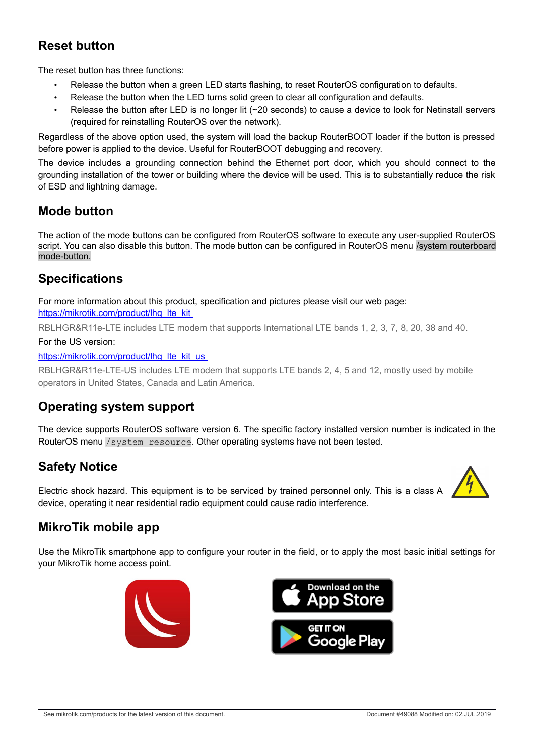## Reset button

The reset button has three functions:

- Release the button when a green LED starts flashing, to reset RouterOS configuration to defaults.
- Release the button when the LED turns solid green to clear all configuration and defaults.
- Release the button after LED is no longer lit (~20 seconds) to cause a device to look for Netinstall servers (required for reinstalling RouterOS over the network).

Regardless of the above option used, the system will load the backup RouterBOOT loader if the button is pressed before power is applied to the device. Useful for RouterBOOT debugging and recovery.

The device includes a grounding connection behind the Ethernet port door, which you should connect to the grounding installation of the tower or building where the device will be used. This is to substantially reduce the risk of ESD and lightning damage.

## Mode button

The action of the mode buttons can be configured from RouterOS software to execute any user-supplied RouterOS script. You can also disable this button. The mode button can be configured in RouterOS menu /system routerboard mode-button.

## Specifications

For more information about this product, specification and pictures please visit our web page:
https://mikrotik.com/product/lhg_lte_kit

RBLHGR&R11e-LTE includes LTE modem that supports International LTE bands 1, 2, 3, 7, 8, 20, 38 and 40.

For the US version:

https://mikrotik.com/product/lhg_lte_kit_us

RBLHGR&R11e-LTE-US includes LTE modem that supports LTE bands 2, 4, 5 and 12, mostly used by mobile operators in United States, Canada and Latin America.

## Operating system support

The device supports RouterOS software version 6. The specific factory installed version number is indicated in the RouterOS menu `/system resource`. Other operating systems have not been tested.

## Safety Notice

Electric shock hazard. This equipment is to be serviced by trained personnel only. This is a class A device, operating it near residential radio equipment could cause radio interference.

## MikroTik mobile app

Use the MikroTik smartphone app to configure your router in the field, or to apply the most basic initial settings for your MikroTik home access point.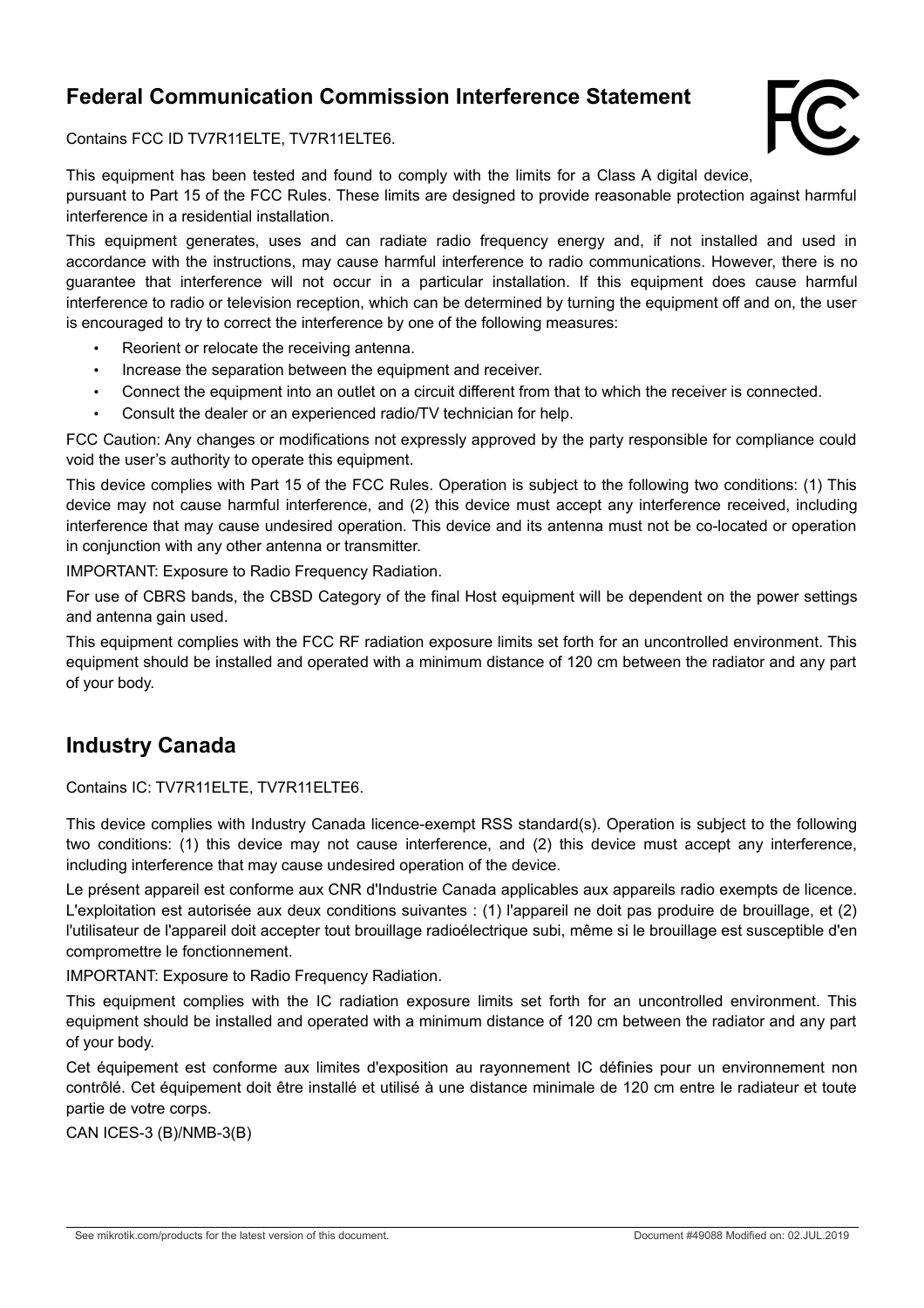## Federal Communication Commission Interference Statement

Contains FCC ID TV7R11ELTE, TV7R11ELTE6.

This equipment has been tested and found to comply with the limits for a Class A digital device, pursuant to Part 15 of the FCC Rules. These limits are designed to provide reasonable protection against harmful interference in a residential installation.

This equipment generates, uses and can radiate radio frequency energy and, if not installed and used in accordance with the instructions, may cause harmful interference to radio communications. However, there is no guarantee that interference will not occur in a particular installation. If this equipment does cause harmful interference to radio or television reception, which can be determined by turning the equipment off and on, the user is encouraged to try to correct the interference by one of the following measures:

- Reorient or relocate the receiving antenna.
- Increase the separation between the equipment and receiver.
- Connect the equipment into an outlet on a circuit different from that to which the receiver is connected.
- Consult the dealer or an experienced radio/TV technician for help.

FCC Caution: Any changes or modifications not expressly approved by the party responsible for compliance could void the user's authority to operate this equipment.

This device complies with Part 15 of the FCC Rules. Operation is subject to the following two conditions: (1) This device may not cause harmful interference, and (2) this device must accept any interference received, including interference that may cause undesired operation. This device and its antenna must not be co-located or operation in conjunction with any other antenna or transmitter.

IMPORTANT: Exposure to Radio Frequency Radiation.

For use of CBRS bands, the CBSD Category of the final Host equipment will be dependent on the power settings and antenna gain used.

This equipment complies with the FCC RF radiation exposure limits set forth for an uncontrolled environment. This equipment should be installed and operated with a minimum distance of 120 cm between the radiator and any part of your body.

## Industry Canada

Contains IC: TV7R11ELTE, TV7R11ELTE6.

This device complies with Industry Canada licence-exempt RSS standard(s). Operation is subject to the following two conditions: (1) this device may not cause interference, and (2) this device must accept any interference, including interference that may cause undesired operation of the device.

Le présent appareil est conforme aux CNR d'Industrie Canada applicables aux appareils radio exempts de licence. L'exploitation est autorisée aux deux conditions suivantes : (1) l'appareil ne doit pas produire de brouillage, et (2) l'utilisateur de l'appareil doit accepter tout brouillage radioélectrique subi, même si le brouillage est susceptible d'en compromettre le fonctionnement.

IMPORTANT: Exposure to Radio Frequency Radiation.

This equipment complies with the IC radiation exposure limits set forth for an uncontrolled environment. This equipment should be installed and operated with a minimum distance of 120 cm between the radiator and any part of your body.

Cet équipement est conforme aux limites d'exposition au rayonnement IC définies pour un environnement non contrôlé. Cet équipement doit être installé et utilisé à une distance minimale de 120 cm entre le radiateur et toute partie de votre corps.

CAN ICES-3 (B)/NMB-3(B)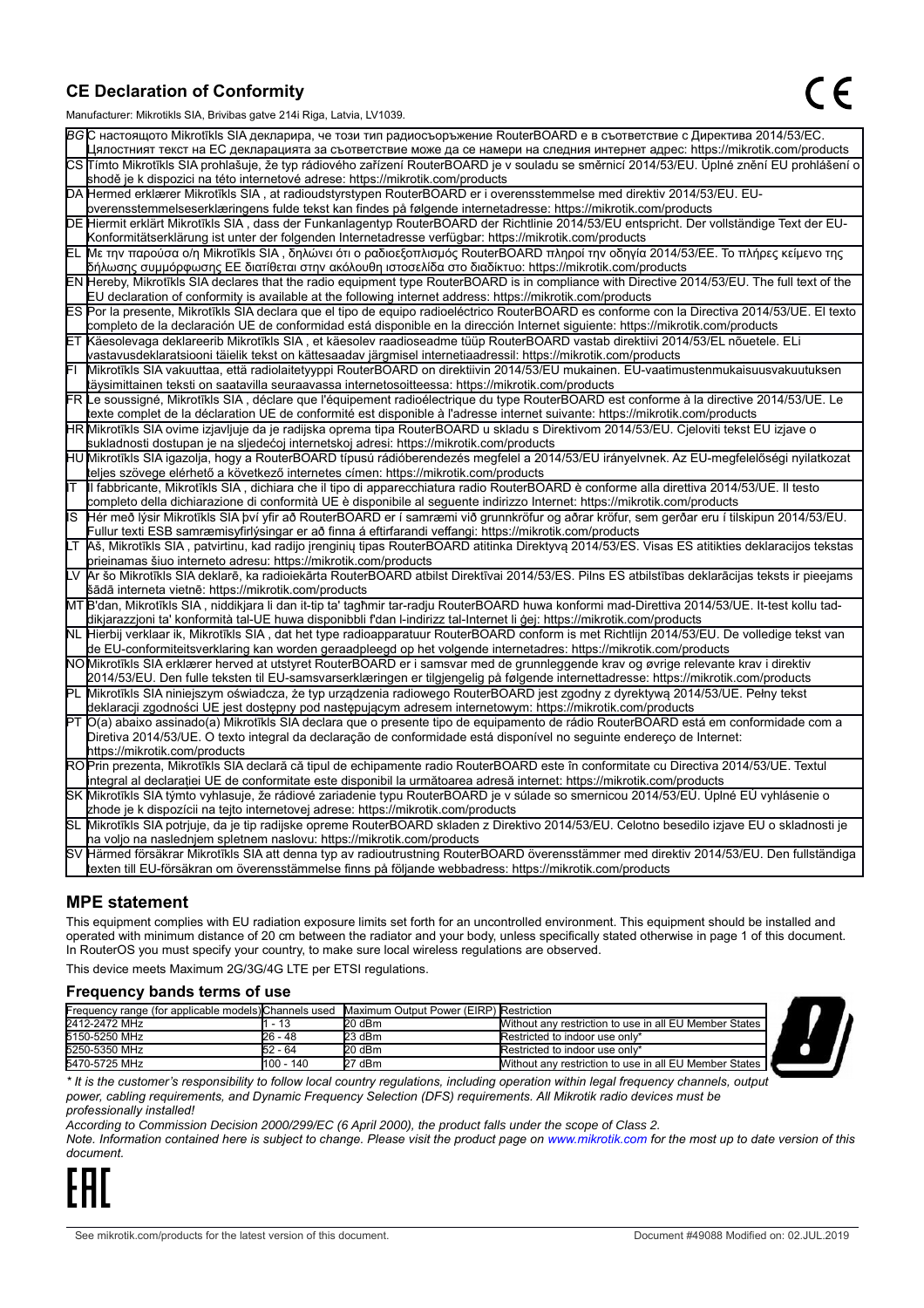## CE Declaration of Conformity

Manufacturer: Mikrotikls SIA, Brivibas gatve 214i Riga, Latvia, LV1039.

| | |
|---|---|
| BG | С настоящото Mikrotīkls SIA декларира, че този тип радиосъоръжение RouterBOARD е в съответствие с Директива 2014/53/ЕС. Цялостният текст на ЕС декларацията за съответствие може да се намери на следния интернет адрес: https://mikrotik.com/products |
| CS | Tímto Mikrotīkls SIA prohlašuje, že typ rádiového zařízení RouterBOARD je v souladu se směrnicí 2014/53/EU. Úplné znění EU prohlášení o shodě je k dispozici na této internetové adrese: https://mikrotik.com/products |
| DA | Hermed erklærer Mikrotīkls SIA , at radioudstyrstypen RouterBOARD er i overensstemmelse med direktiv 2014/53/EU. EU-overensstemmelseserklæringens fulde tekst kan findes på følgende internetadresse: https://mikrotik.com/products |
| DE | Hiermit erklärt Mikrotīkls SIA , dass der Funkanlagentyp RouterBOARD der Richtlinie 2014/53/EU entspricht. Der vollständige Text der EU-Konformitätserklärung ist unter der folgenden Internetadresse verfügbar: https://mikrotik.com/products |
| EL | Με την παρούσα ο/η Mikrotīkls SIA , δηλώνει ότι ο ραδιοεξοπλισμός RouterBOARD πληροί την οδηγία 2014/53/ΕΕ. Το πλήρες κείμενο της δήλωσης συμμόρφωσης ΕΕ διατίθεται στην ακόλουθη ιστοσελίδα στο διαδίκτυο: https://mikrotik.com/products |
| EN | Hereby, Mikrotīkls SIA declares that the radio equipment type RouterBOARD is in compliance with Directive 2014/53/EU. The full text of the EU declaration of conformity is available at the following internet address: https://mikrotik.com/products |
| ES | Por la presente, Mikrotīkls SIA declara que el tipo de equipo radioeléctrico RouterBOARD es conforme con la Directiva 2014/53/UE. El texto completo de la declaración UE de conformidad está disponible en la dirección Internet siguiente: https://mikrotik.com/products |
| ET | Käesolevaga deklareerib Mikrotīkls SIA , et käesolev raadioseadme tüüp RouterBOARD vastab direktiivi 2014/53/EL nõuetele. ELi vastavusdeklaratsiooni täielik tekst on kättesaadav järgmisel internetiaadressil: https://mikrotik.com/products |
| FI | Mikrotīkls SIA vakuuttaa, että radiolaitetyyppi RouterBOARD on direktiivin 2014/53/EU mukainen. EU-vaatimustenmukaisuusvakuutuksen täysimittainen teksti on saatavilla seuraavassa internetosoitteessa: https://mikrotik.com/products |
| FR | Le soussigné, Mikrotīkls SIA , déclare que l'équipement radioélectrique du type RouterBOARD est conforme à la directive 2014/53/UE. Le texte complet de la déclaration UE de conformité est disponible à l'adresse internet suivante: https://mikrotik.com/products |
| HR | Mikrotīkls SIA ovime izjavljuje da je radijska oprema tipa RouterBOARD u skladu s Direktivom 2014/53/EU. Cjeloviti tekst EU izjave o sukladnosti dostupan je na sljedećoj internetskoj adresi: https://mikrotik.com/products |
| HU | Mikrotīkls SIA igazolja, hogy a RouterBOARD típusú rádióberendezés megfelel a 2014/53/EU irányelvnek. Az EU-megfelelőségi nyilatkozat teljes szövege elérhető a következő internetes címen: https://mikrotik.com/products |
| IT | Il fabbricante, Mikrotīkls SIA , dichiara che il tipo di apparecchiatura radio RouterBOARD è conforme alla direttiva 2014/53/UE. Il testo completo della dichiarazione di conformità UE è disponibile al seguente indirizzo Internet: https://mikrotik.com/products |
| IS | Hér með lýsir Mikrotīkls SIA því yfir að RouterBOARD er í samræmi við grunnkröfur og aðrar kröfur, sem gerðar eru í tilskipun 2014/53/EU. Fullur texti ESB samræmisyfirlýsingar er að finna á eftirfarandi veffangi: https://mikrotik.com/products |
| LT | Aš, Mikrotīkls SIA , patvirtinu, kad radijo įrenginių tipas RouterBOARD atitinka Direktyvą 2014/53/ES. Visas ES atitikties deklaracijos tekstas prieinamas šiuo interneto adresu: https://mikrotik.com/products |
| LV | Ar šo Mikrotīkls SIA deklarē, ka radioiekārta RouterBOARD atbilst Direktīvai 2014/53/ES. Pilns ES atbilstības deklarācijas teksts ir pieejams šādā interneta vietnē: https://mikrotik.com/products |
| MT | B'dan, Mikrotīkls SIA , niddikjara li dan it-tip ta' tagħmir tar-radju RouterBOARD huwa konformi mad-Direttiva 2014/53/UE. It-test kollu tad-dikjarazzjoni ta' konformità tal-UE huwa disponibbli f'dan l-indirizz tal-Internet li ġej: https://mikrotik.com/products |
| NL | Hierbij verklaar ik, Mikrotīkls SIA , dat het type radioapparatuur RouterBOARD conform is met Richtlijn 2014/53/EU. De volledige tekst van de EU-conformiteitsverklaring kan worden geraadpleegd op het volgende internetadres: https://mikrotik.com/products |
| NO | Mikrotīkls SIA erklærer herved at utstyret RouterBOARD er i samsvar med de grunnleggende krav og øvrige relevante krav i direktiv 2014/53/EU. Den fulle teksten til EU-samsvarserklæringen er tilgjengelig på følgende internettadresse: https://mikrotik.com/products |
| PL | Mikrotīkls SIA niniejszym oświadcza, że typ urządzenia radiowego RouterBOARD jest zgodny z dyrektywą 2014/53/UE. Pełny tekst deklaracji zgodności UE jest dostępny pod następującym adresem internetowym: https://mikrotik.com/products |
| PT | O(a) abaixo assinado(a) Mikrotīkls SIA declara que o presente tipo de equipamento de rádio RouterBOARD está em conformidade com a Diretiva 2014/53/UE. O texto integral da declaração de conformidade está disponível no seguinte endereço de Internet: https://mikrotik.com/products |
| RO | Prin prezenta, Mikrotīkls SIA declară că tipul de echipamente radio RouterBOARD este în conformitate cu Directiva 2014/53/UE. Textul integral al declarației UE de conformitate este disponibil la următoarea adresă internet: https://mikrotik.com/products |
| SK | Mikrotīkls SIA týmto vyhlasuje, že rádiové zariadenie typu RouterBOARD je v súlade so smernicou 2014/53/EÚ. Úplné EÚ vyhlásenie o zhode je k dispozícii na tejto internetovej adrese: https://mikrotik.com/products |
| SL | Mikrotīkls SIA potrjuje, da je tip radijske opreme RouterBOARD skladen z Direktivo 2014/53/EU. Celotno besedilo izjave EU o skladnosti je na voljo na naslednjem spletnem naslovu: https://mikrotik.com/products |
| SV | Härmed försäkrar Mikrotīkls SIA att denna typ av radioutrustning RouterBOARD överensstämmer med direktiv 2014/53/EU. Den fullständiga texten till EU-försäkran om överensstämmelse finns på följande webbadress: https://mikrotik.com/products |

## MPE statement

This equipment complies with EU radiation exposure limits set forth for an uncontrolled environment. This equipment should be installed and operated with minimum distance of 20 cm between the radiator and your body, unless specifically stated otherwise in page 1 of this document. In RouterOS you must specify your country, to make sure local wireless regulations are observed.

This device meets Maximum 2G/3G/4G LTE per ETSI regulations.

### Frequency bands terms of use

| Frequency range (for applicable models) | Channels used | Maximum Output Power (EIRP) | Restriction |
|---|---|---|---|
| 2412-2472 MHz | 1 - 13 | 20 dBm | Without any restriction to use in all EU Member States |
| 5150-5250 MHz | 26 - 48 | 23 dBm | Restricted to indoor use only* |
| 5250-5350 MHz | 52 - 64 | 20 dBm | Restricted to indoor use only* |
| 5470-5725 MHz | 100 - 140 | 27 dBm | Without any restriction to use in all EU Member States |

*\* It is the customer's responsibility to follow local country regulations, including operation within legal frequency channels, output power, cabling requirements, and Dynamic Frequency Selection (DFS) requirements. All Mikrotik radio devices must be professionally installed!*

*According to Commission Decision 2000/299/EC (6 April 2000), the product falls under the scope of Class 2.*

*Note. Information contained here is subject to change. Please visit the product page on www.mikrotik.com for the most up to date version of this document.*

EAC

See mikrotik.com/products for the latest version of this document. Document #49088 Modified on: 02.JUL.2019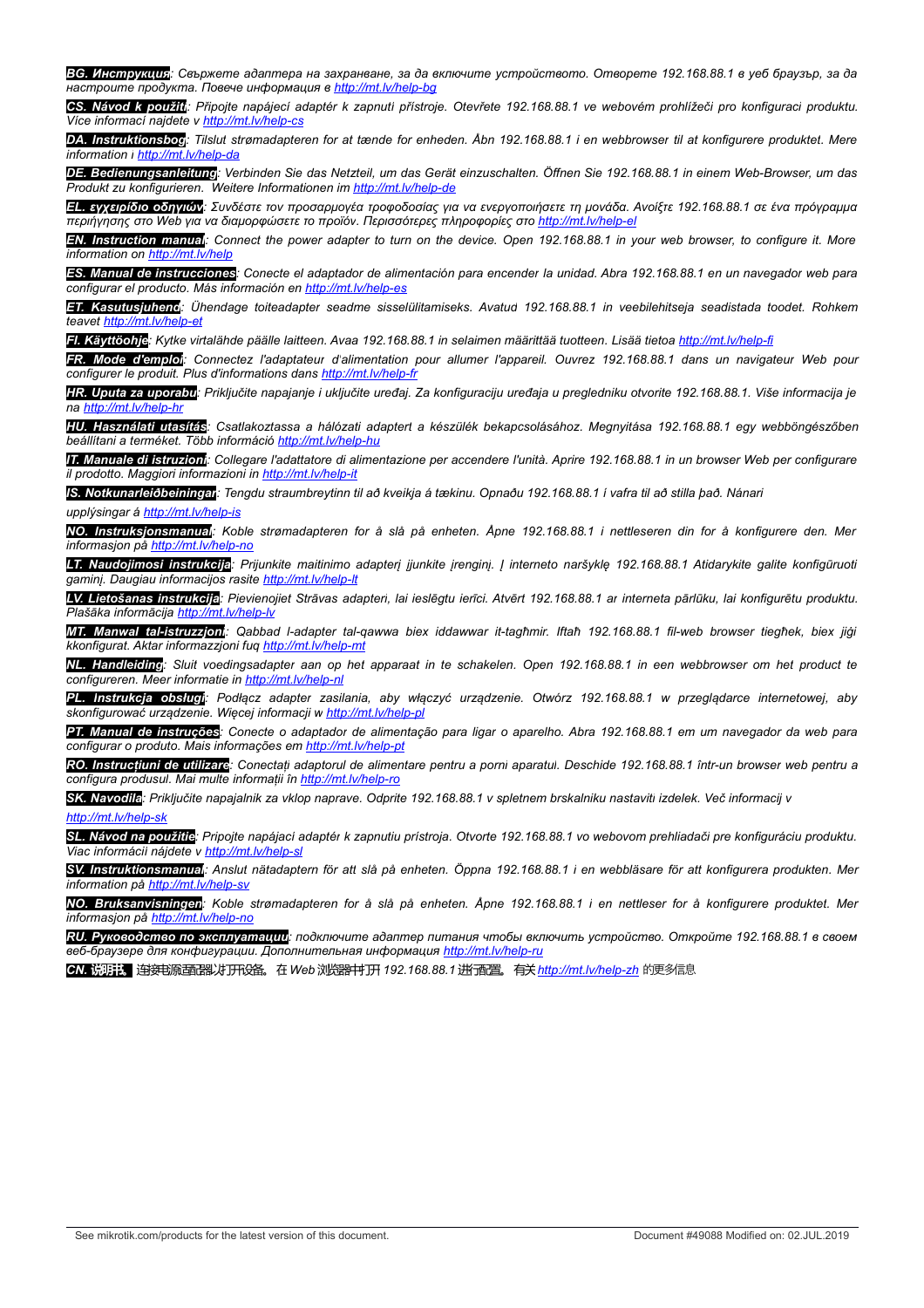**BG. Инструкция**: *Свържете адаптера на захранване, за да включите устройството. Отворете 192.168.88.1 в уеб браузър, за да настроите продукта. Повече информация в http://mt.lv/help-bg*

**CS. Návod k použití**: *Připojte napájecí adaptér k zapnuti přístroje. Otevřete 192.168.88.1 ve webovém prohlížeči pro konfiguraci produktu. Více informací najdete v http://mt.lv/help-cs*

**DA. Instruktionsbog**: *Tilslut strømadapteren for at tænde for enheden. Åbn 192.168.88.1 i en webbrowser til at konfigurere produktet. Mere information i http://mt.lv/help-da*

**DE. Bedienungsanleitung**: *Verbinden Sie das Netzteil, um das Gerät einzuschalten. Öffnen Sie 192.168.88.1 in einem Web-Browser, um das Produkt zu konfigurieren. Weitere Informationen im http://mt.lv/help-de*

**EL. εγχειρίδιο οδηγιών**: *Συνδέστε τον προσαρμογέα τροφοδοσίας για να ενεργοποιήσετε τη μονάδα. Ανοίξτε 192.168.88.1 σε ένα πρόγραμμα περιήγησης στο Web για να διαμορφώσετε το προϊόν. Περισσότερες πληροφορίες στο http://mt.lv/help-el*

**EN. Instruction manual**: *Connect the power adapter to turn on the device. Open 192.168.88.1 in your web browser, to configure it. More information on http://mt.lv/help*

**ES. Manual de instrucciones**: *Conecte el adaptador de alimentación para encender la unidad. Abra 192.168.88.1 en un navegador web para configurar el producto. Más información en http://mt.lv/help-es*

**ET. Kasutusjuhend**: *Ühendage toiteadapter seadme sisselülitamiseks. Avatud 192.168.88.1 in veebilehitseja seadistada toodet. Rohkem teavet http://mt.lv/help-et*

**FI. Käyttöohje**: *Kytke virtalähde päälle laitteen. Avaa 192.168.88.1 in selaimen määrittää tuotteen. Lisää tietoa http://mt.lv/help-fi*

**FR. Mode d'emploi**: *Connectez l'adaptateur d'alimentation pour allumer l'appareil. Ouvrez 192.168.88.1 dans un navigateur Web pour configurer le produit. Plus d'informations dans http://mt.lv/help-fr*

**HR. Uputa za uporabu**: *Priključite napajanje i uključite uređaj. Za konfiguraciju uređaja u pregledniku otvorite 192.168.88.1. Više informacija je na http://mt.lv/help-hr*

**HU. Használati utasítás**: *Csatlakoztassa a hálózati adaptert a készülék bekapcsolásához. Megnyitása 192.168.88.1 egy webböngészőben beállítani a terméket. Több információ http://mt.lv/help-hu*

**IT. Manuale di istruzioni**: *Collegare l'adattatore di alimentazione per accendere l'unità. Aprire 192.168.88.1 in un browser Web per configurare il prodotto. Maggiori informazioni in http://mt.lv/help-it*

**IS. Notkunarleiðbeiningar**: *Tengdu straumbreytinn til að kveikja á tækinu. Opnaðu 192.168.88.1 í vafra til að stilla það. Nánari upplýsingar á http://mt.lv/help-is*

**NO. Instruksjonsmanual**: *Koble strømadapteren for å slå på enheten. Åpne 192.168.88.1 i nettleseren din for å konfigurere den. Mer informasjon på http://mt.lv/help-no*

**LT. Naudojimosi instrukcija**: *Prijunkite maitinimo adapterį įjunkite įrenginį. Į interneto naršyklę 192.168.88.1 Atidarykite galite konfigūruoti gaminį. Daugiau informacijos rasite http://mt.lv/help-lt*

**LV. Lietošanas instrukcija**: *Pievienojiet Strāvas adapteri, lai ieslēgtu ierīci. Atvērt 192.168.88.1 ar interneta pārlūku, lai konfigurētu produktu. Plašāka informācija http://mt.lv/help-lv*

**MT. Manwal tal-istruzzjoni**: *Qabbad l-adapter tal-qawwa biex iddawwar it-tagħmir. Iftaħ 192.168.88.1 fil-web browser tiegħek, biex jiġi kkonfigurat. Aktar informazzjoni fuq http://mt.lv/help-mt*

**NL. Handleiding**: *Sluit voedingsadapter aan op het apparaat in te schakelen. Open 192.168.88.1 in een webbrowser om het product te configureren. Meer informatie in http://mt.lv/help-nl*

**PL. Instrukcja obsługi**: *Podłącz adapter zasilania, aby włączyć urządzenie. Otwórz 192.168.88.1 w przeglądarce internetowej, aby skonfigurować urządzenie. Więcej informacji w http://mt.lv/help-pl*

**PT. Manual de instruções**: *Conecte o adaptador de alimentação para ligar o aparelho. Abra 192.168.88.1 em um navegador da web para configurar o produto. Mais informações em http://mt.lv/help-pt*

**RO. Instrucțiuni de utilizare**: *Conectați adaptorul de alimentare pentru a porni aparatul. Deschide 192.168.88.1 într-un browser web pentru a configura produsul. Mai multe informații în http://mt.lv/help-ro*

**SK. Navodila**: *Priključite napajalnik za vklop naprave. Odprite 192.168.88.1 v spletnem brskalniku nastaviti izdelek. Več informacij v http://mt.lv/help-sk*

**SL. Návod na použitie**: *Pripojte napájací adaptér k zapnutiu prístroja. Otvorte 192.168.88.1 vo webovom prehliadači pre konfiguráciu produktu. Viac informácii nájdete v http://mt.lv/help-sl*

**SV. Instruktionsmanual**: *Anslut nätadaptern för att slå på enheten. Öppna 192.168.88.1 i en webbläsare för att konfigurera produkten. Mer information på http://mt.lv/help-sv*

**NO. Bruksanvisningen**: *Koble strømadapteren for å slå på enheten. Åpne 192.168.88.1 i en nettleser for å konfigurere produktet. Mer informasjon på http://mt.lv/help-no*

**RU. Руководство по эксплуатации**: *подключите адаптер питания чтобы включить устройство. Откройте 192.168.88.1 в своем веб-браузере для конфигурации. Дополнительная информация http://mt.lv/help-ru*

**CN. 说明书.** 连接电源适配器以打开设备。在 *Web* 浏览器中打开 *192.168.88.1* 进行配置。有关 *http://mt.lv/help-zh* 的更多信息

See mikrotik.com/products for the latest version of this document. Document #49088 Modified on: 02.JUL.2019